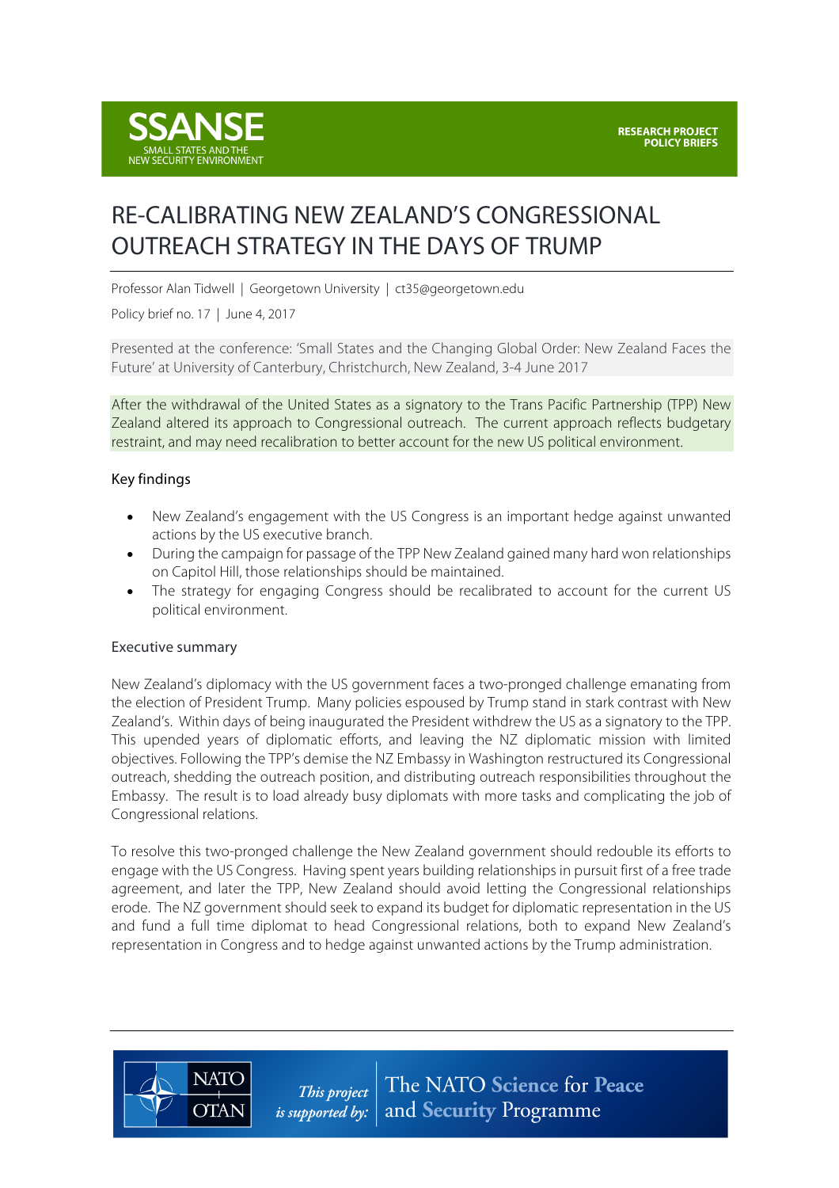SSANSE
SMALL STATES AND THE NEW SECURITY ENVIRONMENT

RESEARCH PROJECT
POLICY BRIEFS

# RE-CALIBRATING NEW ZEALAND'S CONGRESSIONAL OUTREACH STRATEGY IN THE DAYS OF TRUMP

Professor Alan Tidwell | Georgetown University | ct35@georgetown.edu

Policy brief no. 17 | June 4, 2017

Presented at the conference: 'Small States and the Changing Global Order: New Zealand Faces the Future' at University of Canterbury, Christchurch, New Zealand, 3-4 June 2017

After the withdrawal of the United States as a signatory to the Trans Pacific Partnership (TPP) New Zealand altered its approach to Congressional outreach. The current approach reflects budgetary restraint, and may need recalibration to better account for the new US political environment.

## Key findings

- New Zealand's engagement with the US Congress is an important hedge against unwanted actions by the US executive branch.
- During the campaign for passage of the TPP New Zealand gained many hard won relationships on Capitol Hill, those relationships should be maintained.
- The strategy for engaging Congress should be recalibrated to account for the current US political environment.

## Executive summary

New Zealand's diplomacy with the US government faces a two-pronged challenge emanating from the election of President Trump. Many policies espoused by Trump stand in stark contrast with New Zealand's. Within days of being inaugurated the President withdrew the US as a signatory to the TPP. This upended years of diplomatic efforts, and leaving the NZ diplomatic mission with limited objectives. Following the TPP's demise the NZ Embassy in Washington restructured its Congressional outreach, shedding the outreach position, and distributing outreach responsibilities throughout the Embassy. The result is to load already busy diplomats with more tasks and complicating the job of Congressional relations.

To resolve this two-pronged challenge the New Zealand government should redouble its efforts to engage with the US Congress. Having spent years building relationships in pursuit first of a free trade agreement, and later the TPP, New Zealand should avoid letting the Congressional relationships erode. The NZ government should seek to expand its budget for diplomatic representation in the US and fund a full time diplomat to head Congressional relations, both to expand New Zealand's representation in Congress and to hedge against unwanted actions by the Trump administration.

NATO OTAN — This project is supported by: The NATO Science for Peace and Security Programme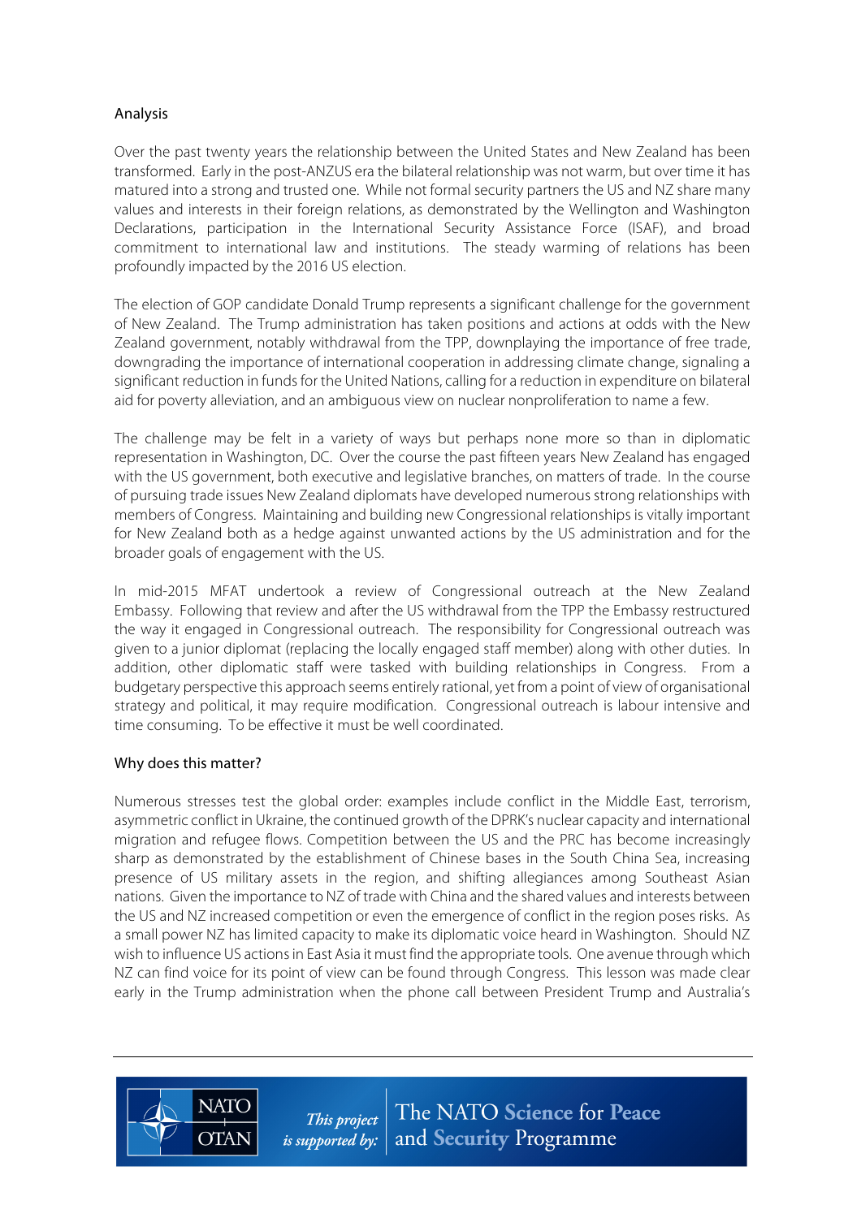## Analysis

Over the past twenty years the relationship between the United States and New Zealand has been transformed. Early in the post-ANZUS era the bilateral relationship was not warm, but over time it has matured into a strong and trusted one. While not formal security partners the US and NZ share many values and interests in their foreign relations, as demonstrated by the Wellington and Washington Declarations, participation in the International Security Assistance Force (ISAF), and broad commitment to international law and institutions. The steady warming of relations has been profoundly impacted by the 2016 US election.

The election of GOP candidate Donald Trump represents a significant challenge for the government of New Zealand. The Trump administration has taken positions and actions at odds with the New Zealand government, notably withdrawal from the TPP, downplaying the importance of free trade, downgrading the importance of international cooperation in addressing climate change, signaling a significant reduction in funds for the United Nations, calling for a reduction in expenditure on bilateral aid for poverty alleviation, and an ambiguous view on nuclear nonproliferation to name a few.

The challenge may be felt in a variety of ways but perhaps none more so than in diplomatic representation in Washington, DC. Over the course the past fifteen years New Zealand has engaged with the US government, both executive and legislative branches, on matters of trade. In the course of pursuing trade issues New Zealand diplomats have developed numerous strong relationships with members of Congress. Maintaining and building new Congressional relationships is vitally important for New Zealand both as a hedge against unwanted actions by the US administration and for the broader goals of engagement with the US.

In mid-2015 MFAT undertook a review of Congressional outreach at the New Zealand Embassy. Following that review and after the US withdrawal from the TPP the Embassy restructured the way it engaged in Congressional outreach. The responsibility for Congressional outreach was given to a junior diplomat (replacing the locally engaged staff member) along with other duties. In addition, other diplomatic staff were tasked with building relationships in Congress. From a budgetary perspective this approach seems entirely rational, yet from a point of view of organisational strategy and political, it may require modification. Congressional outreach is labour intensive and time consuming. To be effective it must be well coordinated.

## Why does this matter?

Numerous stresses test the global order: examples include conflict in the Middle East, terrorism, asymmetric conflict in Ukraine, the continued growth of the DPRK's nuclear capacity and international migration and refugee flows. Competition between the US and the PRC has become increasingly sharp as demonstrated by the establishment of Chinese bases in the South China Sea, increasing presence of US military assets in the region, and shifting allegiances among Southeast Asian nations. Given the importance to NZ of trade with China and the shared values and interests between the US and NZ increased competition or even the emergence of conflict in the region poses risks. As a small power NZ has limited capacity to make its diplomatic voice heard in Washington. Should NZ wish to influence US actions in East Asia it must find the appropriate tools. One avenue through which NZ can find voice for its point of view can be found through Congress. This lesson was made clear early in the Trump administration when the phone call between President Trump and Australia's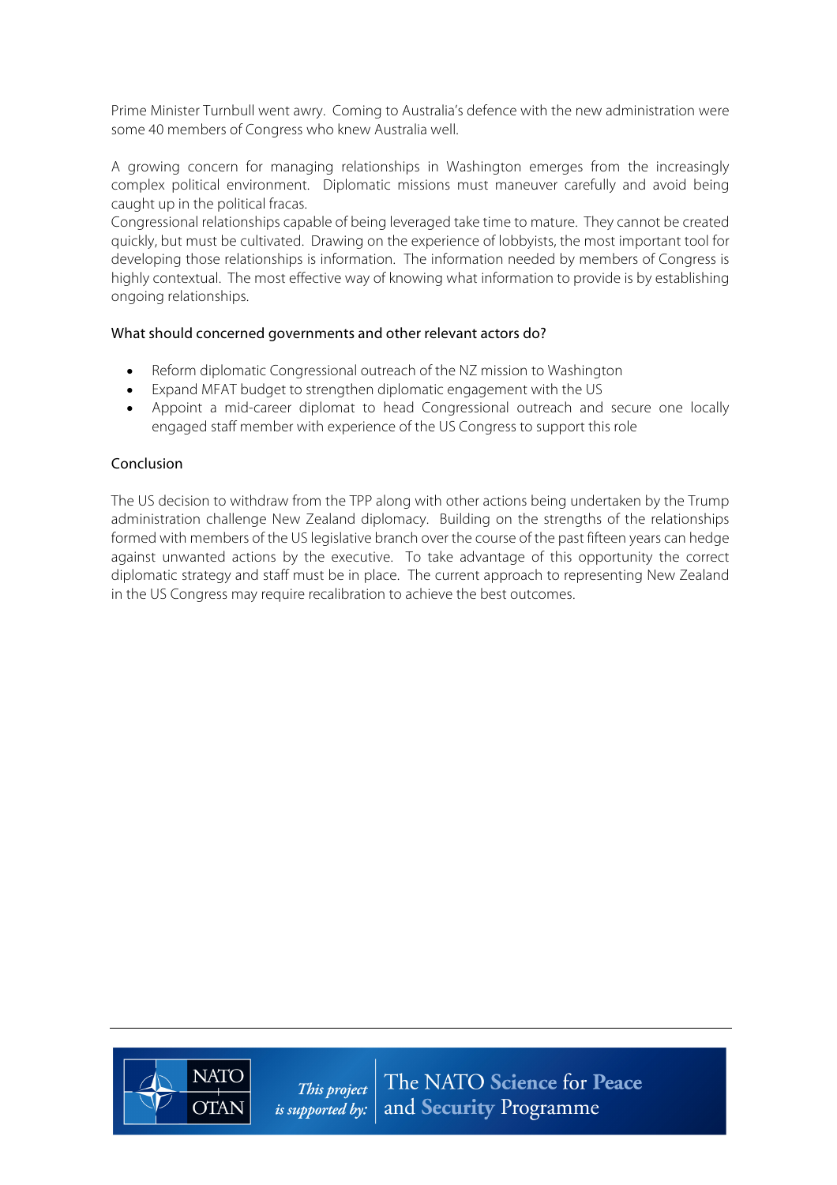Prime Minister Turnbull went awry. Coming to Australia's defence with the new administration were some 40 members of Congress who knew Australia well.

A growing concern for managing relationships in Washington emerges from the increasingly complex political environment. Diplomatic missions must maneuver carefully and avoid being caught up in the political fracas.

Congressional relationships capable of being leveraged take time to mature. They cannot be created quickly, but must be cultivated. Drawing on the experience of lobbyists, the most important tool for developing those relationships is information. The information needed by members of Congress is highly contextual. The most effective way of knowing what information to provide is by establishing ongoing relationships.

### What should concerned governments and other relevant actors do?

- Reform diplomatic Congressional outreach of the NZ mission to Washington
- Expand MFAT budget to strengthen diplomatic engagement with the US
- Appoint a mid-career diplomat to head Congressional outreach and secure one locally engaged staff member with experience of the US Congress to support this role

### Conclusion

The US decision to withdraw from the TPP along with other actions being undertaken by the Trump administration challenge New Zealand diplomacy. Building on the strengths of the relationships formed with members of the US legislative branch over the course of the past fifteen years can hedge against unwanted actions by the executive. To take advantage of this opportunity the correct diplomatic strategy and staff must be in place. The current approach to representing New Zealand in the US Congress may require recalibration to achieve the best outcomes.

NATO OTAN

*This project is supported by:* The NATO Science for Peace and Security Programme